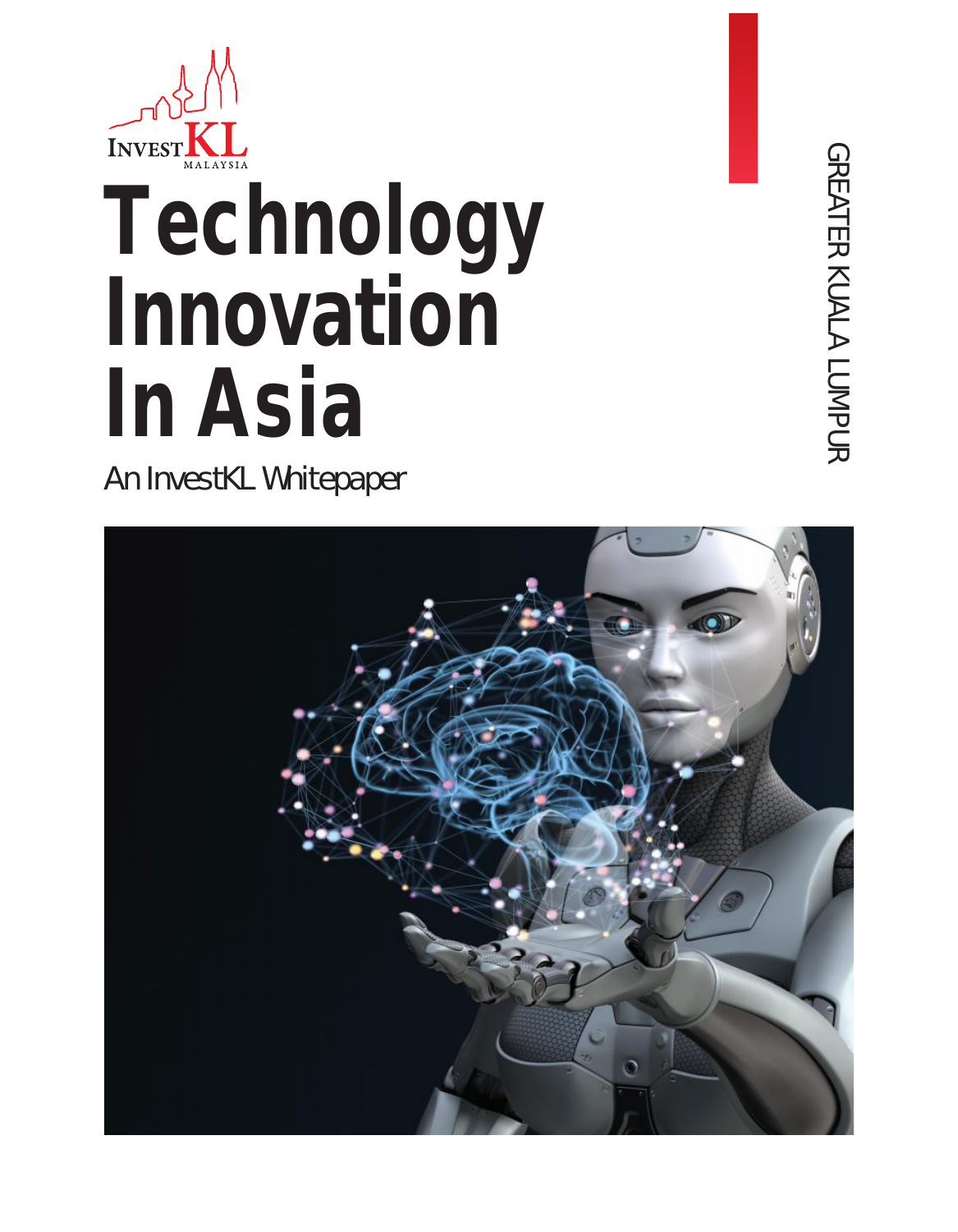INVEST KL
MALAYSIA

# Technology Innovation In Asia

An InvestKL Whitepaper

GREATER KUALA LUMPUR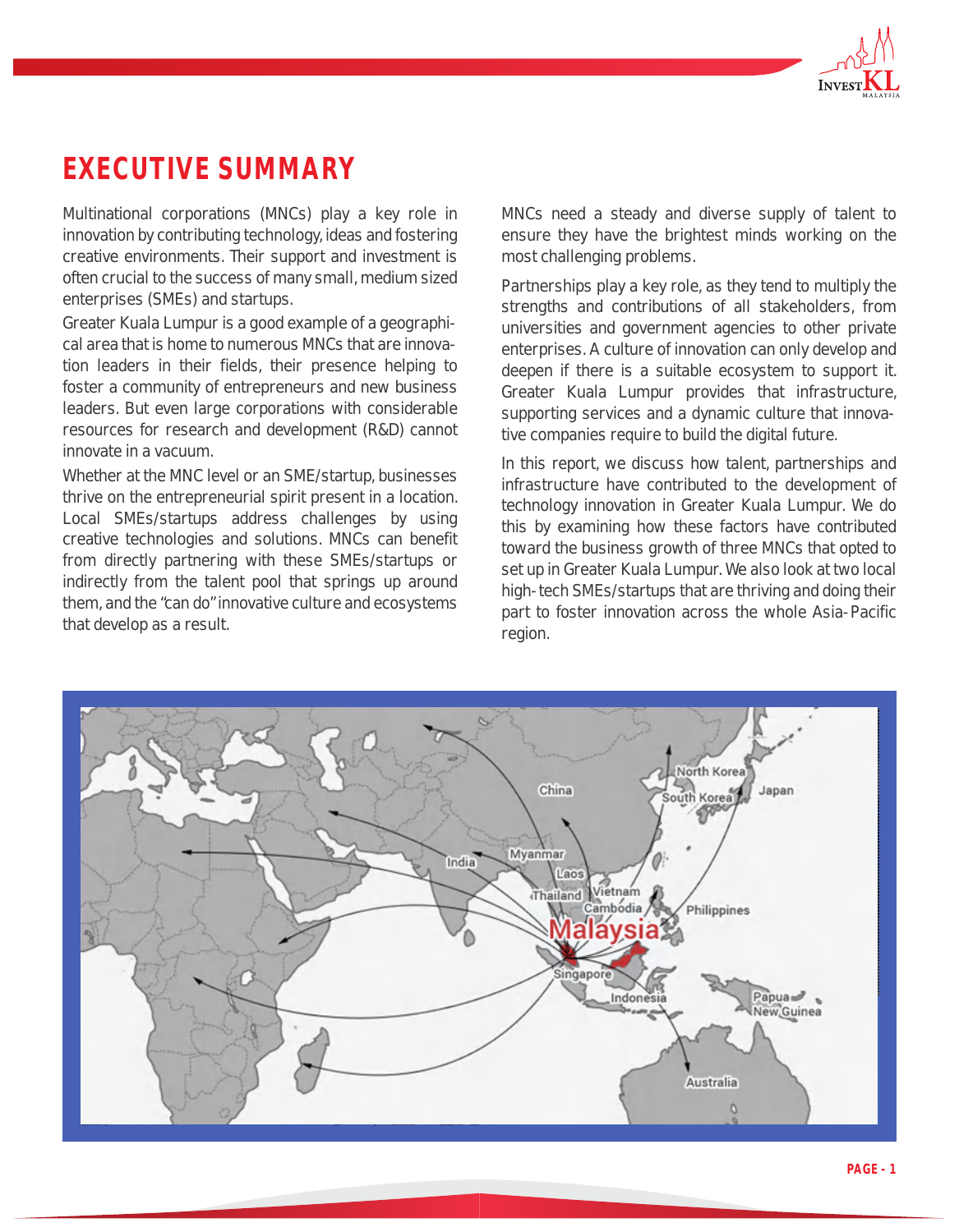# EXECUTIVE SUMMARY

Multinational corporations (MNCs) play a key role in innovation by contributing technology, ideas and fostering creative environments. Their support and investment is often crucial to the success of many small, medium sized enterprises (SMEs) and startups.

Greater Kuala Lumpur is a good example of a geographical area that is home to numerous MNCs that are innovation leaders in their fields, their presence helping to foster a community of entrepreneurs and new business leaders. But even large corporations with considerable resources for research and development (R&D) cannot innovate in a vacuum.

Whether at the MNC level or an SME/startup, businesses thrive on the entrepreneurial spirit present in a location. Local SMEs/startups address challenges by using creative technologies and solutions. MNCs can benefit from directly partnering with these SMEs/startups or indirectly from the talent pool that springs up around them, and the "can do" innovative culture and ecosystems that develop as a result.

MNCs need a steady and diverse supply of talent to ensure they have the brightest minds working on the most challenging problems.

Partnerships play a key role, as they tend to multiply the strengths and contributions of all stakeholders, from universities and government agencies to other private enterprises. A culture of innovation can only develop and deepen if there is a suitable ecosystem to support it. Greater Kuala Lumpur provides that infrastructure, supporting services and a dynamic culture that innovative companies require to build the digital future.

In this report, we discuss how talent, partnerships and infrastructure have contributed to the development of technology innovation in Greater Kuala Lumpur. We do this by examining how these factors have contributed toward the business growth of three MNCs that opted to set up in Greater Kuala Lumpur. We also look at two local high-tech SMEs/startups that are thriving and doing their part to foster innovation across the whole Asia-Pacific region.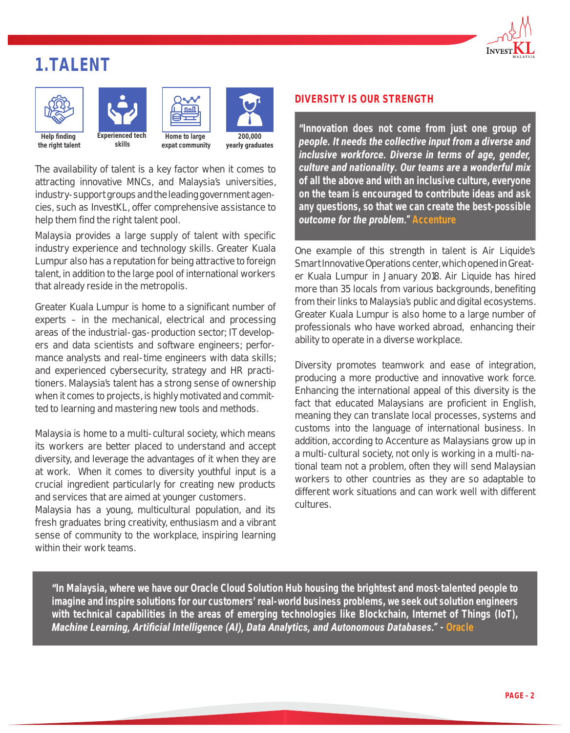# 1.TALENT

Help finding the right talent | Experienced tech skills | Home to large expat community | 200,000 yearly graduates

The availability of talent is a key factor when it comes to attracting innovative MNCs, and Malaysia's universities, industry-support groups and the leading government agencies, such as InvestKL, offer comprehensive assistance to help them find the right talent pool.

Malaysia provides a large supply of talent with specific industry experience and technology skills. Greater Kuala Lumpur also has a reputation for being attractive to foreign talent, in addition to the large pool of international workers that already reside in the metropolis.

Greater Kuala Lumpur is home to a significant number of experts – in the mechanical, electrical and processing areas of the industrial-gas-production sector; IT developers and data scientists and software engineers; performance analysts and real-time engineers with data skills; and experienced cybersecurity, strategy and HR practitioners. Malaysia's talent has a strong sense of ownership when it comes to projects, is highly motivated and committed to learning and mastering new tools and methods.

Malaysia is home to a multi-cultural society, which means its workers are better placed to understand and accept diversity, and leverage the advantages of it when they are at work. When it comes to diversity youthful input is a crucial ingredient particularly for creating new products and services that are aimed at younger customers.
Malaysia has a young, multicultural population, and its fresh graduates bring creativity, enthusiasm and a vibrant sense of community to the workplace, inspiring learning within their work teams.

## DIVERSITY IS OUR STRENGTH

> ***"Innovation does not come from just one group of people. It needs the collective input from a diverse and inclusive workforce. Diverse in terms of age, gender, culture and nationality. Our teams are a wonderful mix*** **of all the above and with an inclusive culture, everyone on the team is encouraged to contribute ideas and ask any questions, so that we can create the best-possible** ***outcome for the problem."*** **Accenture**

One example of this strength in talent is Air Liquide's Smart Innovative Operations center, which opened in Greater Kuala Lumpur in January 2018. Air Liquide has hired more than 35 locals from various backgrounds, benefiting from their links to Malaysia's public and digital ecosystems. Greater Kuala Lumpur is also home to a large number of professionals who have worked abroad, enhancing their ability to operate in a diverse workplace.

Diversity promotes teamwork and ease of integration, producing a more productive and innovative work force. Enhancing the international appeal of this diversity is the fact that educated Malaysians are proficient in English, meaning they can translate local processes, systems and customs into the language of international business. In addition, according to Accenture as Malaysians grow up in a multi-cultural society, not only is working in a multi-national team not a problem, often they will send Malaysian workers to other countries as they are so adaptable to different work situations and can work well with different cultures.

> **"In Malaysia, where we have our Oracle Cloud Solution Hub housing the brightest and most-talented people to imagine and inspire solutions for our customers' real-world business problems, we seek out solution engineers with technical capabilities in the areas of emerging technologies like Blockchain, Internet of Things (IoT),** ***Machine Learning, Artificial Intelligence (AI), Data Analytics, and Autonomous Databases." -*** **Oracle**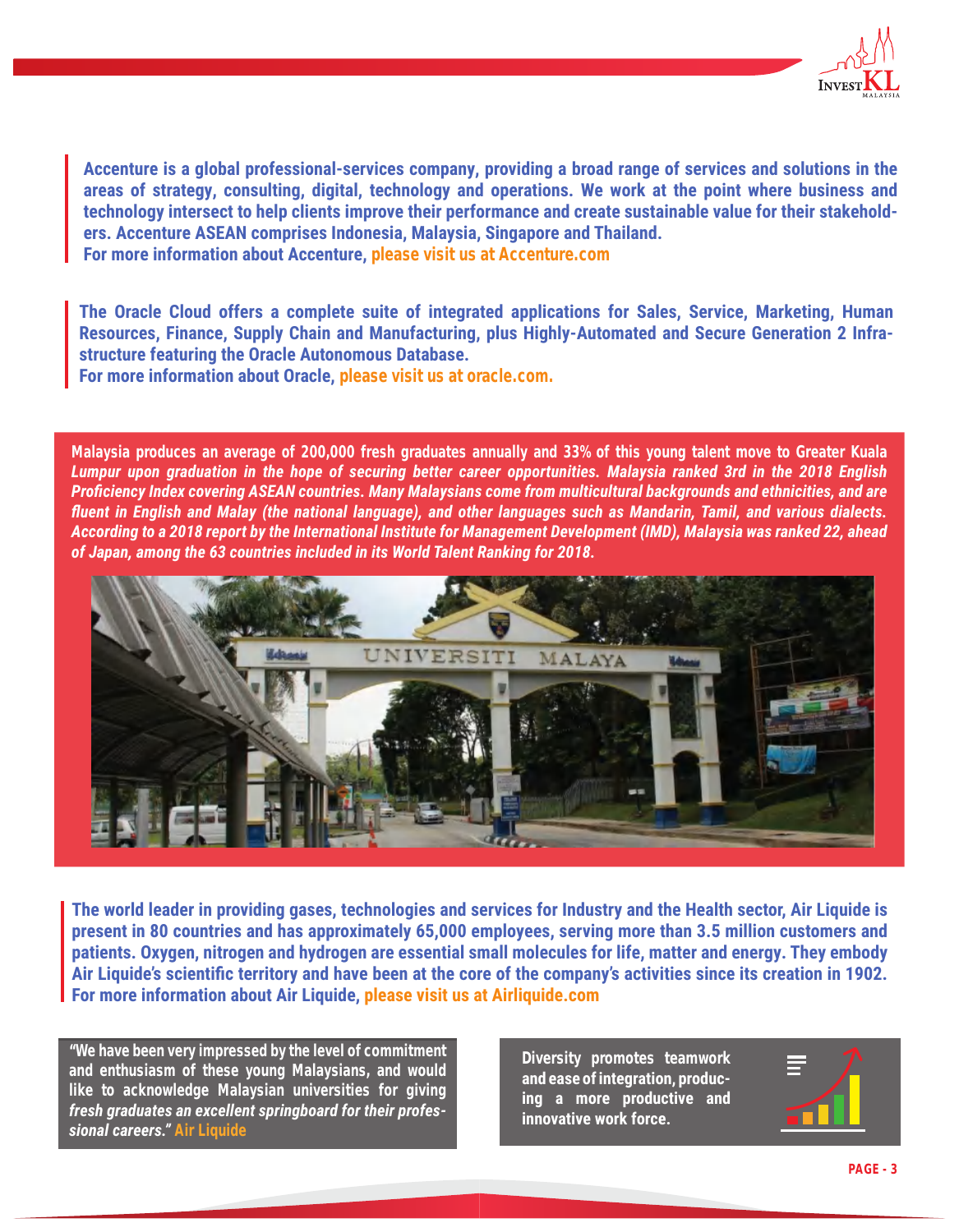**Accenture is a global professional-services company, providing a broad range of services and solutions in the areas of strategy, consulting, digital, technology and operations. We work at the point where business and technology intersect to help clients improve their performance and create sustainable value for their stakeholders. Accenture ASEAN comprises Indonesia, Malaysia, Singapore and Thailand.**
**For more information about Accenture, please visit us at Accenture.com**

**The Oracle Cloud offers a complete suite of integrated applications for Sales, Service, Marketing, Human Resources, Finance, Supply Chain and Manufacturing, plus Highly-Automated and Secure Generation 2 Infrastructure featuring the Oracle Autonomous Database.**
**For more information about Oracle, please visit us at oracle.com.**

**Malaysia produces an average of 200,000 fresh graduates annually and 33% of this young talent move to Greater Kuala *Lumpur upon graduation in the hope of securing better career opportunities. Malaysia ranked 3rd in the 2018 English Proficiency Index covering ASEAN countries. Many Malaysians come from multicultural backgrounds and ethnicities, and are fluent in English and Malay (the national language), and other languages such as Mandarin, Tamil, and various dialects. According to a 2018 report by the International Institute for Management Development (IMD), Malaysia was ranked 22, ahead of Japan, among the 63 countries included in its World Talent Ranking for 2018.***

**The world leader in providing gases, technologies and services for Industry and the Health sector, Air Liquide is present in 80 countries and has approximately 65,000 employees, serving more than 3.5 million customers and patients. Oxygen, nitrogen and hydrogen are essential small molecules for life, matter and energy. They embody Air Liquide's scientific territory and have been at the core of the company's activities since its creation in 1902.**
**For more information about Air Liquide, please visit us at Airliquide.com**

**"We have been very impressed by the level of commitment and enthusiasm of these young Malaysians, and would like to acknowledge Malaysian universities for giving *fresh graduates an excellent springboard for their professional careers."* Air Liquide**

**Diversity promotes teamwork and ease of integration, producing a more productive and innovative work force.**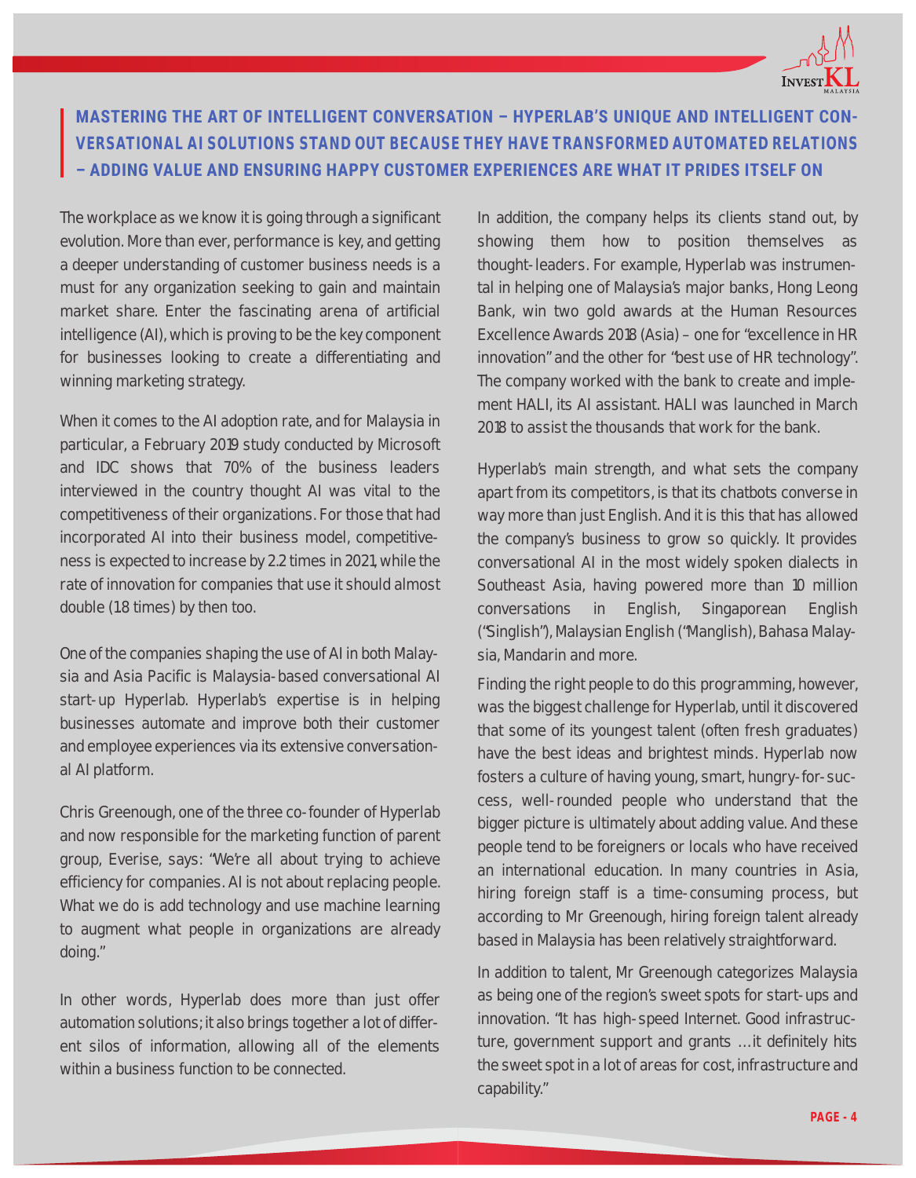## MASTERING THE ART OF INTELLIGENT CONVERSATION – HYPERLAB'S UNIQUE AND INTELLIGENT CONVERSATIONAL AI SOLUTIONS STAND OUT BECAUSE THEY HAVE TRANSFORMED AUTOMATED RELATIONS – ADDING VALUE AND ENSURING HAPPY CUSTOMER EXPERIENCES ARE WHAT IT PRIDES ITSELF ON

The workplace as we know it is going through a significant evolution. More than ever, performance is key, and getting a deeper understanding of customer business needs is a must for any organization seeking to gain and maintain market share. Enter the fascinating arena of artificial intelligence (AI), which is proving to be the key component for businesses looking to create a differentiating and winning marketing strategy.

When it comes to the AI adoption rate, and for Malaysia in particular, a February 2019 study conducted by Microsoft and IDC shows that 70% of the business leaders interviewed in the country thought AI was vital to the competitiveness of their organizations. For those that had incorporated AI into their business model, competitiveness is expected to increase by 2.2 times in 2021, while the rate of innovation for companies that use it should almost double (1.8 times) by then too.

One of the companies shaping the use of AI in both Malaysia and Asia Pacific is Malaysia-based conversational AI start-up Hyperlab. Hyperlab's expertise is in helping businesses automate and improve both their customer and employee experiences via its extensive conversational AI platform.

Chris Greenough, one of the three co-founder of Hyperlab and now responsible for the marketing function of parent group, Everise, says: "We're all about trying to achieve efficiency for companies. AI is not about replacing people. What we do is add technology and use machine learning to augment what people in organizations are already doing."

In other words, Hyperlab does more than just offer automation solutions; it also brings together a lot of different silos of information, allowing all of the elements within a business function to be connected.

In addition, the company helps its clients stand out, by showing them how to position themselves as thought-leaders. For example, Hyperlab was instrumental in helping one of Malaysia's major banks, Hong Leong Bank, win two gold awards at the Human Resources Excellence Awards 2018 (Asia) – one for "excellence in HR innovation" and the other for "best use of HR technology". The company worked with the bank to create and implement HALI, its AI assistant. HALI was launched in March 2018 to assist the thousands that work for the bank.

Hyperlab's main strength, and what sets the company apart from its competitors, is that its chatbots converse in way more than just English. And it is this that has allowed the company's business to grow so quickly. It provides conversational AI in the most widely spoken dialects in Southeast Asia, having powered more than 10 million conversations in English, Singaporean English ("Singlish"), Malaysian English ("Manglish), Bahasa Malaysia, Mandarin and more.

Finding the right people to do this programming, however, was the biggest challenge for Hyperlab, until it discovered that some of its youngest talent (often fresh graduates) have the best ideas and brightest minds. Hyperlab now fosters a culture of having young, smart, hungry-for-success, well-rounded people who understand that the bigger picture is ultimately about adding value. And these people tend to be foreigners or locals who have received an international education. In many countries in Asia, hiring foreign staff is a time-consuming process, but according to Mr Greenough, hiring foreign talent already based in Malaysia has been relatively straightforward.

In addition to talent, Mr Greenough categorizes Malaysia as being one of the region's sweet spots for start-ups and innovation. "It has high-speed Internet. Good infrastructure, government support and grants …it definitely hits the sweet spot in a lot of areas for cost, infrastructure and capability."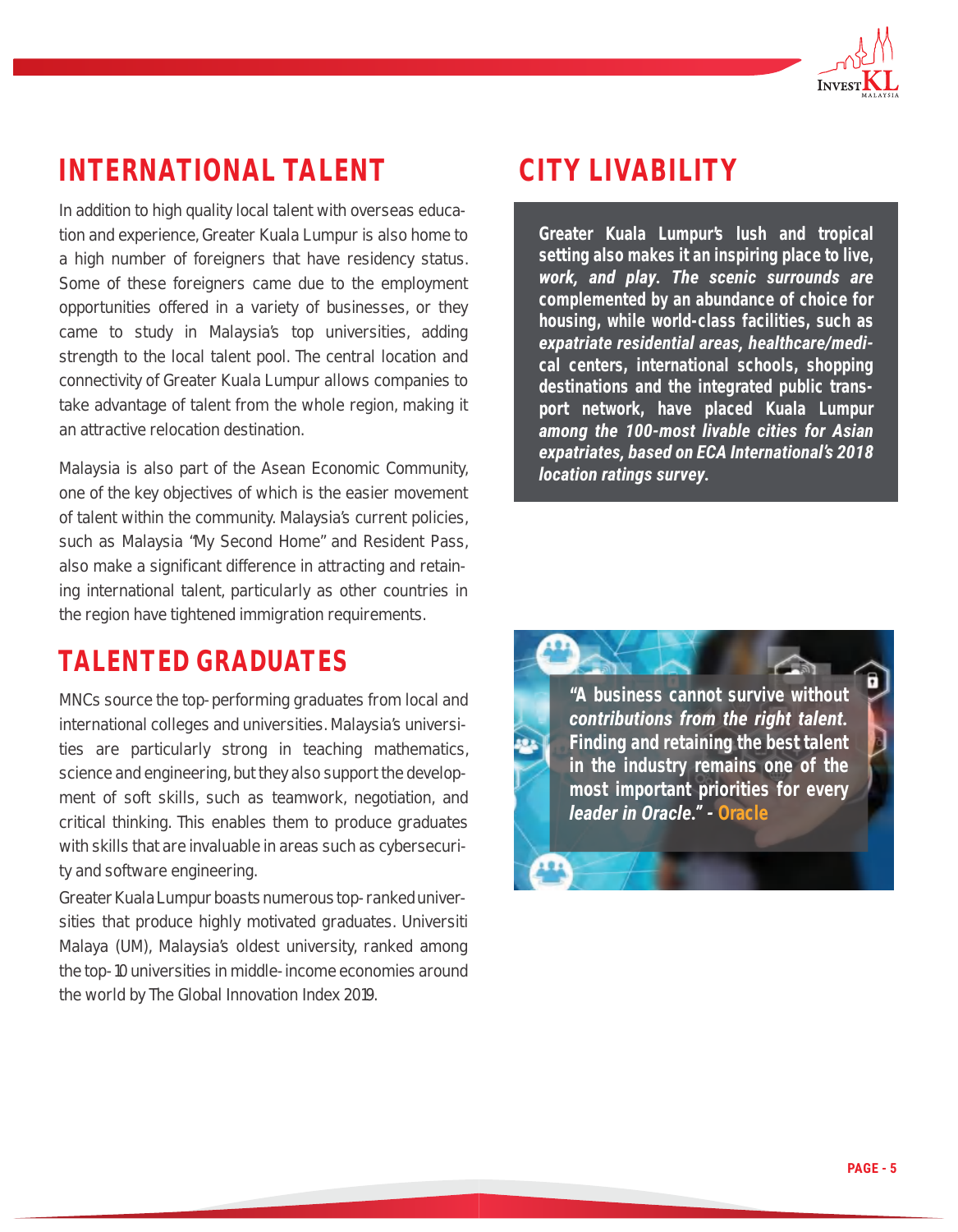## INTERNATIONAL TALENT

In addition to high quality local talent with overseas education and experience, Greater Kuala Lumpur is also home to a high number of foreigners that have residency status. Some of these foreigners came due to the employment opportunities offered in a variety of businesses, or they came to study in Malaysia's top universities, adding strength to the local talent pool. The central location and connectivity of Greater Kuala Lumpur allows companies to take advantage of talent from the whole region, making it an attractive relocation destination.

Malaysia is also part of the Asean Economic Community, one of the key objectives of which is the easier movement of talent within the community. Malaysia's current policies, such as Malaysia "My Second Home" and Resident Pass, also make a significant difference in attracting and retaining international talent, particularly as other countries in the region have tightened immigration requirements.

## TALENTED GRADUATES

MNCs source the top-performing graduates from local and international colleges and universities. Malaysia's universities are particularly strong in teaching mathematics, science and engineering, but they also support the development of soft skills, such as teamwork, negotiation, and critical thinking. This enables them to produce graduates with skills that are invaluable in areas such as cybersecurity and software engineering.

Greater Kuala Lumpur boasts numerous top-ranked universities that produce highly motivated graduates. Universiti Malaya (UM), Malaysia's oldest university, ranked among the top-10 universities in middle-income economies around the world by The Global Innovation Index 2019.

## CITY LIVABILITY

**Greater Kuala Lumpur's lush and tropical setting also makes it an inspiring place to live, *work, and play. The scenic surrounds are* complemented by an abundance of choice for housing, while world-class facilities, such as *expatriate residential areas, healthcare/medical centers,* international schools, shopping destinations and the integrated public transport network, have placed Kuala Lumpur *among the 100-most livable cities for Asian expatriates, based on ECA International's 2018 location ratings survey.***

**"A business cannot survive without *contributions from the right talent.* Finding and retaining the best talent in the industry remains one of the most important priorities for every *leader in Oracle."* - Oracle**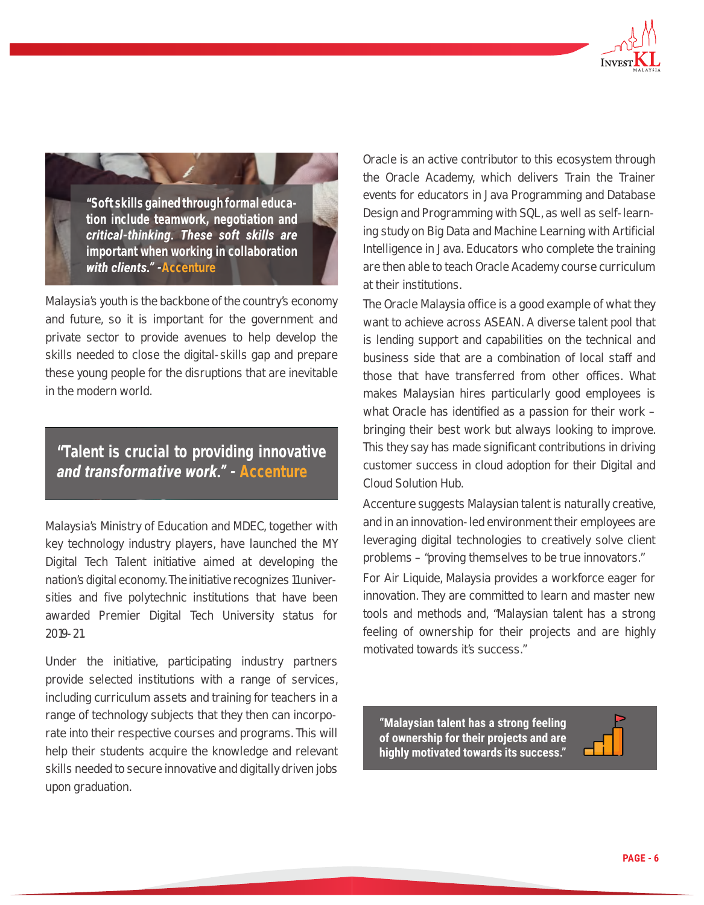> **"Soft skills gained through formal education include teamwork, negotiation and *critical-thinking. These soft skills are* important when working in collaboration *with clients."* - Accenture**

Malaysia's youth is the backbone of the country's economy and future, so it is important for the government and private sector to provide avenues to help develop the skills needed to close the digital-skills gap and prepare these young people for the disruptions that are inevitable in the modern world.

> **"Talent is crucial to providing innovative *and transformative work."* - Accenture**

Malaysia's Ministry of Education and MDEC, together with key technology industry players, have launched the MY Digital Tech Talent initiative aimed at developing the nation's digital economy. The initiative recognizes 11 universities and five polytechnic institutions that have been awarded Premier Digital Tech University status for 2019-21.

Under the initiative, participating industry partners provide selected institutions with a range of services, including curriculum assets and training for teachers in a range of technology subjects that they then can incorporate into their respective courses and programs. This will help their students acquire the knowledge and relevant skills needed to secure innovative and digitally driven jobs upon graduation.

Oracle is an active contributor to this ecosystem through the Oracle Academy, which delivers Train the Trainer events for educators in Java Programming and Database Design and Programming with SQL, as well as self-learning study on Big Data and Machine Learning with Artificial Intelligence in Java. Educators who complete the training are then able to teach Oracle Academy course curriculum at their institutions.

The Oracle Malaysia office is a good example of what they want to achieve across ASEAN. A diverse talent pool that is lending support and capabilities on the technical and business side that are a combination of local staff and those that have transferred from other offices. What makes Malaysian hires particularly good employees is what Oracle has identified as a passion for their work – bringing their best work but always looking to improve. This they say has made significant contributions in driving customer success in cloud adoption for their Digital and Cloud Solution Hub.

Accenture suggests Malaysian talent is naturally creative, and in an innovation-led environment their employees are leveraging digital technologies to creatively solve client problems – "proving themselves to be true innovators."

For Air Liquide, Malaysia provides a workforce eager for innovation. They are committed to learn and master new tools and methods and, "Malaysian talent has a strong feeling of ownership for their projects and are highly motivated towards it's success."

> **"Malaysian talent has a strong feeling of ownership for their projects and are highly motivated towards its success."**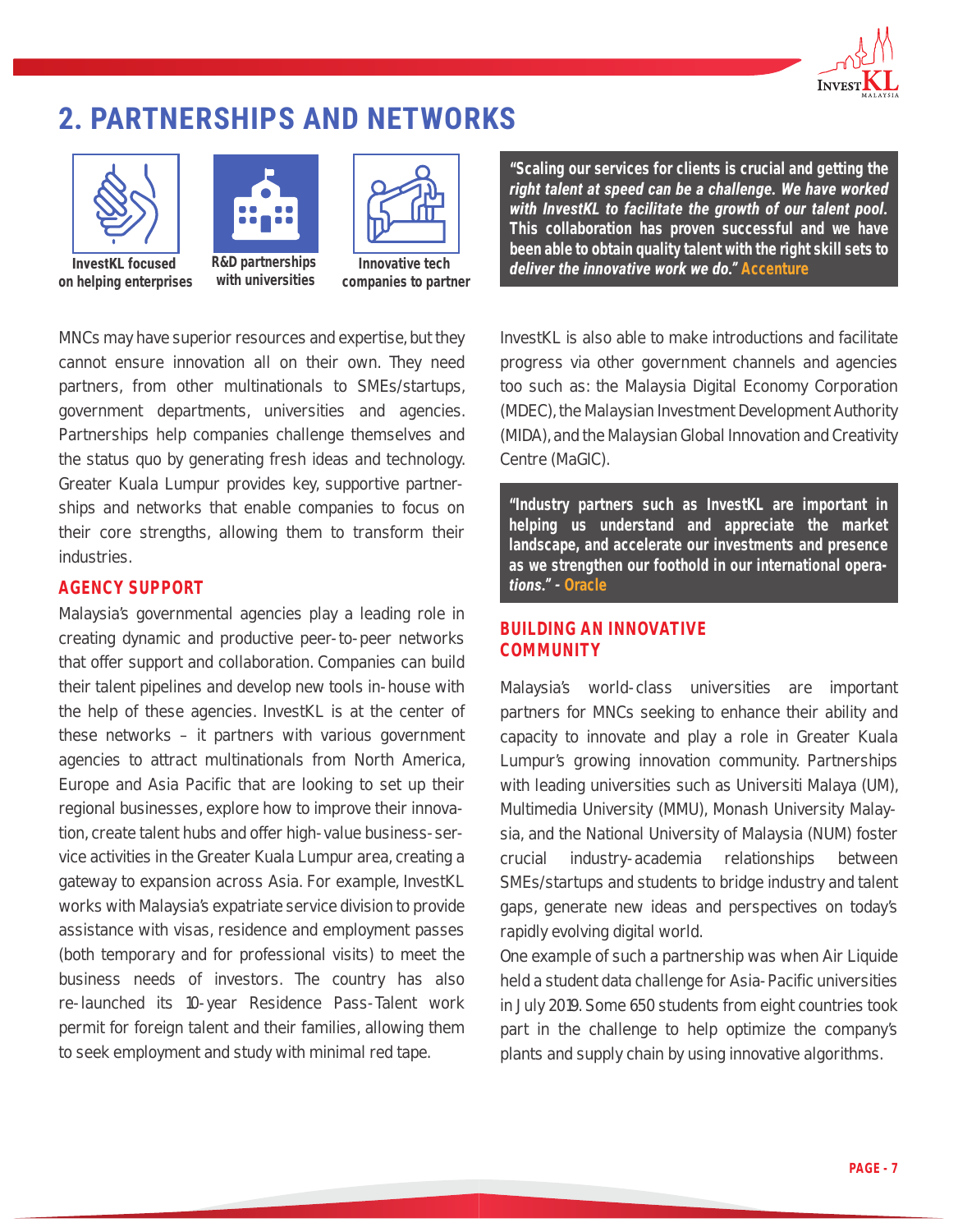# 2. PARTNERSHIPS AND NETWORKS

InvestKL focused on helping enterprises

R&D partnerships with universities

Innovative tech companies to partner

> ***"Scaling our services for clients is crucial and getting the right talent at speed can be a challenge. We have worked with InvestKL to facilitate the growth of our talent pool.** This collaboration has proven successful and we have been able to obtain quality talent with the right skill sets to **deliver the innovative work we do."*** **Accenture**

MNCs may have superior resources and expertise, but they cannot ensure innovation all on their own. They need partners, from other multinationals to SMEs/startups, government departments, universities and agencies. Partnerships help companies challenge themselves and the status quo by generating fresh ideas and technology. Greater Kuala Lumpur provides key, supportive partnerships and networks that enable companies to focus on their core strengths, allowing them to transform their industries.

## AGENCY SUPPORT

Malaysia's governmental agencies play a leading role in creating dynamic and productive peer-to-peer networks that offer support and collaboration. Companies can build their talent pipelines and develop new tools in-house with the help of these agencies. InvestKL is at the center of these networks – it partners with various government agencies to attract multinationals from North America, Europe and Asia Pacific that are looking to set up their regional businesses, explore how to improve their innovation, create talent hubs and offer high-value business-service activities in the Greater Kuala Lumpur area, creating a gateway to expansion across Asia. For example, InvestKL works with Malaysia's expatriate service division to provide assistance with visas, residence and employment passes (both temporary and for professional visits) to meet the business needs of investors. The country has also re-launched its 10-year Residence Pass-Talent work permit for foreign talent and their families, allowing them to seek employment and study with minimal red tape.

InvestKL is also able to make introductions and facilitate progress via other government channels and agencies too such as: the Malaysia Digital Economy Corporation (MDEC), the Malaysian Investment Development Authority (MIDA), and the Malaysian Global Innovation and Creativity Centre (MaGIC).

> **"Industry partners such as InvestKL are important in helping us understand and appreciate the market landscape, and accelerate our investments and presence as we strengthen our foothold in our international operations."** - **Oracle**

## BUILDING AN INNOVATIVE COMMUNITY

Malaysia's world-class universities are important partners for MNCs seeking to enhance their ability and capacity to innovate and play a role in Greater Kuala Lumpur's growing innovation community. Partnerships with leading universities such as Universiti Malaya (UM), Multimedia University (MMU), Monash University Malaysia, and the National University of Malaysia (NUM) foster crucial industry-academia relationships between SMEs/startups and students to bridge industry and talent gaps, generate new ideas and perspectives on today's rapidly evolving digital world.

One example of such a partnership was when Air Liquide held a student data challenge for Asia-Pacific universities in July 2019. Some 650 students from eight countries took part in the challenge to help optimize the company's plants and supply chain by using innovative algorithms.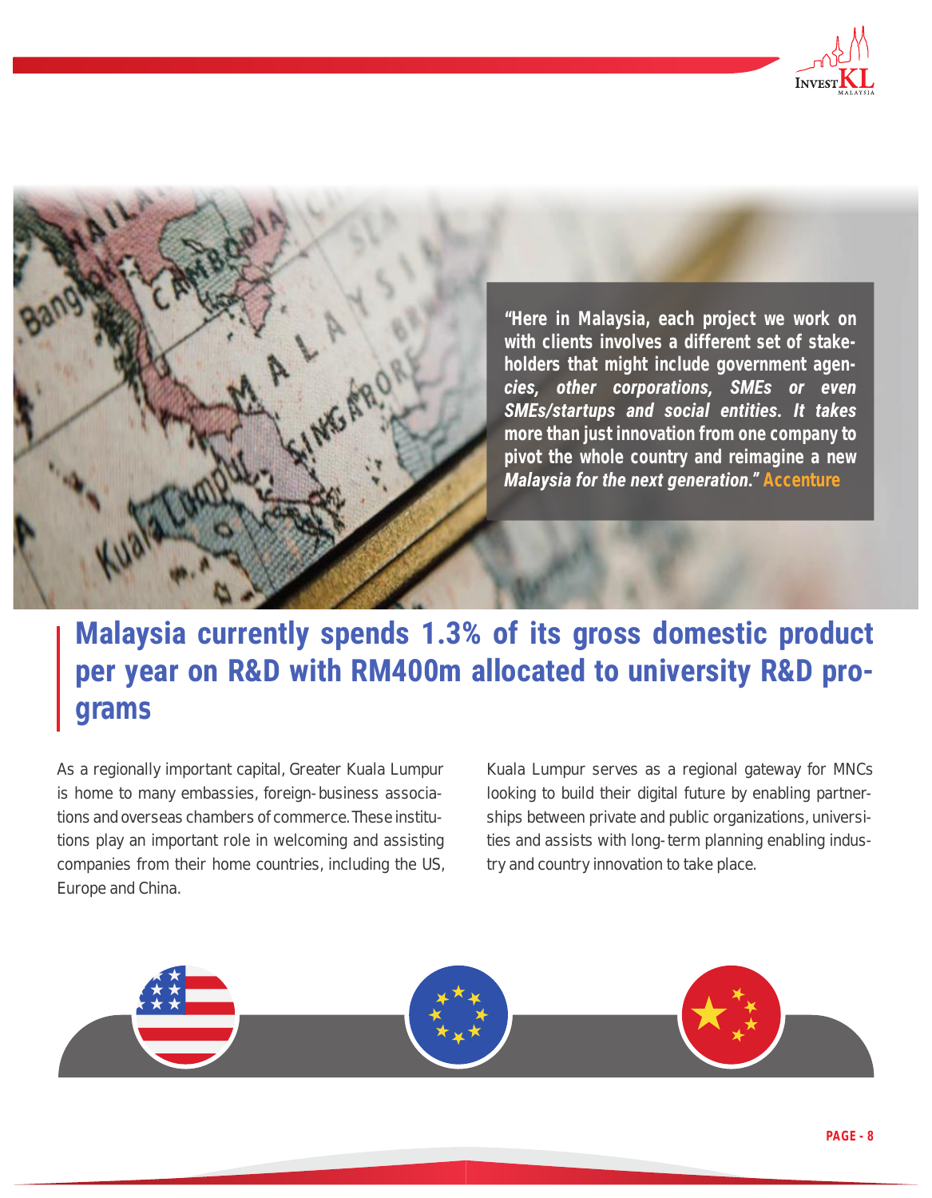> **"Here in Malaysia, each project we work on with clients involves a different set of stakeholders that might include government agencies, *other corporations, SMEs or even SMEs/startups and social entities. It takes* more than just innovation from one company to pivot the whole country and reimagine a new *Malaysia for the next generation.*" Accenture**

## Malaysia currently spends 1.3% of its gross domestic product per year on R&D with RM400m allocated to university R&D programs

As a regionally important capital, Greater Kuala Lumpur is home to many embassies, foreign-business associations and overseas chambers of commerce. These institutions play an important role in welcoming and assisting companies from their home countries, including the US, Europe and China.

Kuala Lumpur serves as a regional gateway for MNCs looking to build their digital future by enabling partnerships between private and public organizations, universities and assists with long-term planning enabling industry and country innovation to take place.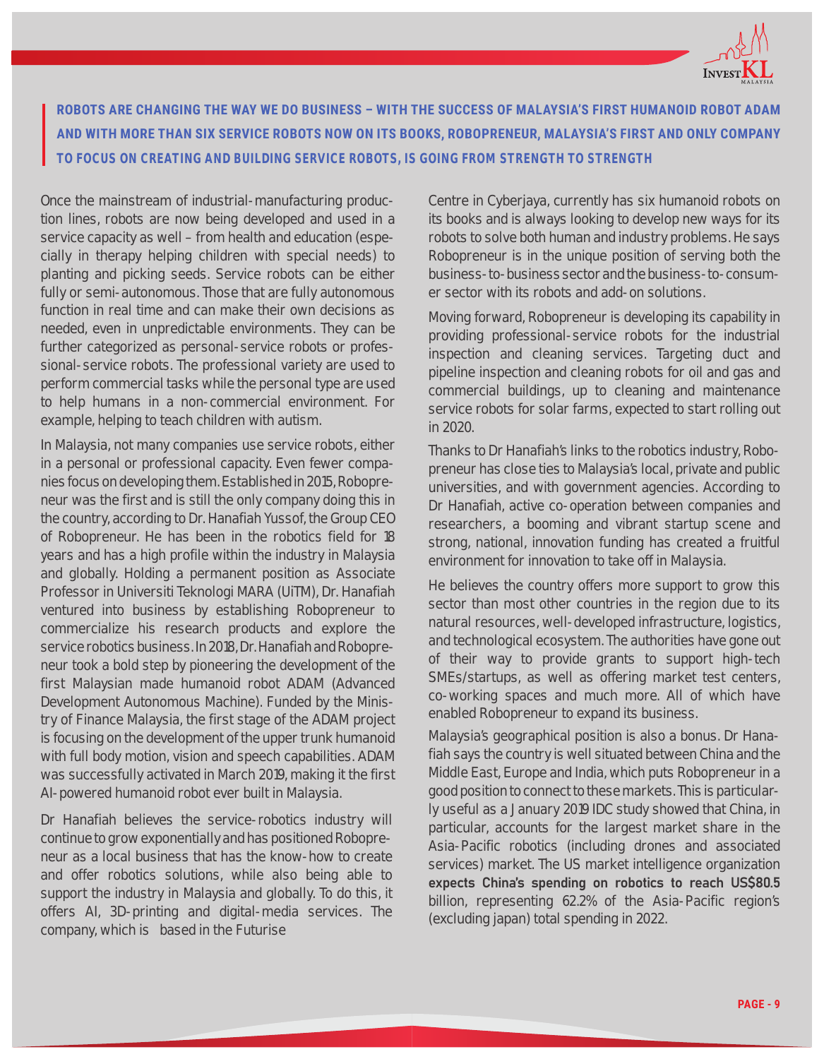**ROBOTS ARE CHANGING THE WAY WE DO BUSINESS – WITH THE SUCCESS OF MALAYSIA'S FIRST HUMANOID ROBOT ADAM AND WITH MORE THAN SIX SERVICE ROBOTS NOW ON ITS BOOKS, ROBOPRENEUR, MALAYSIA'S FIRST AND ONLY COMPANY TO FOCUS ON CREATING AND BUILDING SERVICE ROBOTS, IS GOING FROM STRENGTH TO STRENGTH**

Once the mainstream of industrial-manufacturing production lines, robots are now being developed and used in a service capacity as well – from health and education (especially in therapy helping children with special needs) to planting and picking seeds. Service robots can be either fully or semi-autonomous. Those that are fully autonomous function in real time and can make their own decisions as needed, even in unpredictable environments. They can be further categorized as personal-service robots or professional-service robots. The professional variety are used to perform commercial tasks while the personal type are used to help humans in a non-commercial environment. For example, helping to teach children with autism.

In Malaysia, not many companies use service robots, either in a personal or professional capacity. Even fewer companies focus on developing them. Established in 2015, Robopreneur was the first and is still the only company doing this in the country, according to Dr. Hanafiah Yussof, the Group CEO of Robopreneur. He has been in the robotics field for 18 years and has a high profile within the industry in Malaysia and globally. Holding a permanent position as Associate Professor in Universiti Teknologi MARA (UiTM), Dr. Hanafiah ventured into business by establishing Robopreneur to commercialize his research products and explore the service robotics business. In 2018, Dr. Hanafiah and Robopreneur took a bold step by pioneering the development of the first Malaysian made humanoid robot ADAM (Advanced Development Autonomous Machine). Funded by the Ministry of Finance Malaysia, the first stage of the ADAM project is focusing on the development of the upper trunk humanoid with full body motion, vision and speech capabilities. ADAM was successfully activated in March 2019, making it the first AI-powered humanoid robot ever built in Malaysia.

Dr Hanafiah believes the service-robotics industry will continue to grow exponentially and has positioned Robopreneur as a local business that has the know-how to create and offer robotics solutions, while also being able to support the industry in Malaysia and globally. To do this, it offers AI, 3D-printing and digital-media services. The company, which is based in the Futurise Centre in Cyberjaya, currently has six humanoid robots on its books and is always looking to develop new ways for its robots to solve both human and industry problems. He says Robopreneur is in the unique position of serving both the business-to-business sector and the business-to-consumer sector with its robots and add-on solutions.

Moving forward, Robopreneur is developing its capability in providing professional-service robots for the industrial inspection and cleaning services. Targeting duct and pipeline inspection and cleaning robots for oil and gas and commercial buildings, up to cleaning and maintenance service robots for solar farms, expected to start rolling out in 2020.

Thanks to Dr Hanafiah's links to the robotics industry, Robopreneur has close ties to Malaysia's local, private and public universities, and with government agencies. According to Dr Hanafiah, active co-operation between companies and researchers, a booming and vibrant startup scene and strong, national, innovation funding has created a fruitful environment for innovation to take off in Malaysia.

He believes the country offers more support to grow this sector than most other countries in the region due to its natural resources, well-developed infrastructure, logistics, and technological ecosystem. The authorities have gone out of their way to provide grants to support high-tech SMEs/startups, as well as offering market test centers, co-working spaces and much more. All of which have enabled Robopreneur to expand its business.

Malaysia's geographical position is also a bonus. Dr Hanafiah says the country is well situated between China and the Middle East, Europe and India, which puts Robopreneur in a good position to connect to these markets. This is particularly useful as a January 2019 IDC study showed that China, in particular, accounts for the largest market share in the Asia-Pacific robotics (including drones and associated services) market. The US market intelligence organization **expects China's spending on robotics to reach US$80.5** billion, representing 62.2% of the Asia-Pacific region's (excluding japan) total spending in 2022.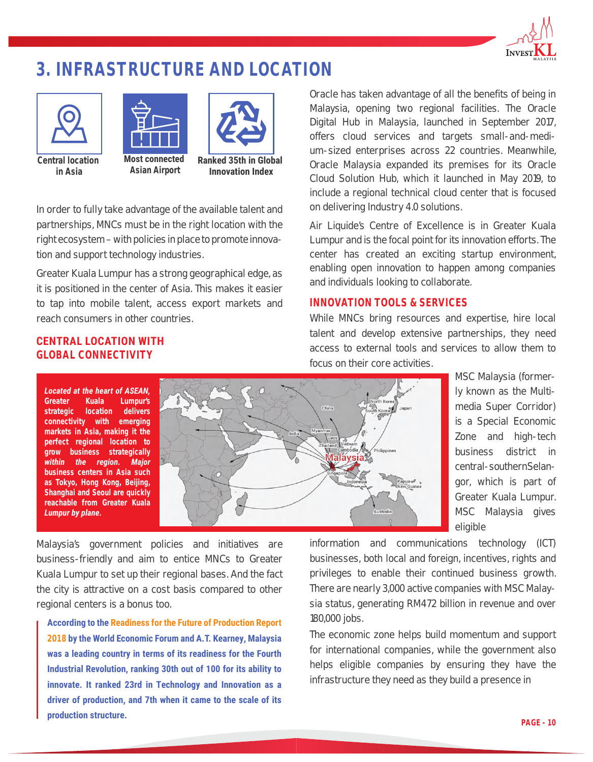# 3. INFRASTRUCTURE AND LOCATION

**Central location in Asia**

**Most connected Asian Airport**

**Ranked 35th in Global Innovation Index**

In order to fully take advantage of the available talent and partnerships, MNCs must be in the right location with the right ecosystem – with policies in place to promote innovation and support technology industries.

Greater Kuala Lumpur has a strong geographical edge, as it is positioned in the center of Asia. This makes it easier to tap into mobile talent, access export markets and reach consumers in other countries.

## CENTRAL LOCATION WITH GLOBAL CONNECTIVITY

***Located at the heart of ASEAN,* Greater Kuala Lumpur's strategic location delivers connectivity with emerging markets in Asia, making it the perfect regional location to grow business strategically *within the region.* Major business centers in Asia such as Tokyo, Hong Kong, Beijing, Shanghai and Seoul are quickly reachable from Greater Kuala Lumpur by plane.**

Malaysia's government policies and initiatives are business-friendly and aim to entice MNCs to Greater Kuala Lumpur to set up their regional bases. And the fact the city is attractive on a cost basis compared to other regional centers is a bonus too.

> **According to the Readiness for the Future of Production Report 2018 by the World Economic Forum and A.T. Kearney, Malaysia was a leading country in terms of its readiness for the Fourth Industrial Revolution, ranking 30th out of 100 for its ability to innovate. It ranked 23rd in Technology and Innovation as a driver of production, and 7th when it came to the scale of its production structure.**

Oracle has taken advantage of all the benefits of being in Malaysia, opening two regional facilities. The Oracle Digital Hub in Malaysia, launched in September 2017, offers cloud services and targets small-and-medium-sized enterprises across 22 countries. Meanwhile, Oracle Malaysia expanded its premises for its Oracle Cloud Solution Hub, which it launched in May 2019, to include a regional technical cloud center that is focused on delivering Industry 4.0 solutions.

Air Liquide's Centre of Excellence is in Greater Kuala Lumpur and is the focal point for its innovation efforts. The center has created an exciting startup environment, enabling open innovation to happen among companies and individuals looking to collaborate.

## INNOVATION TOOLS & SERVICES

While MNCs bring resources and expertise, hire local talent and develop extensive partnerships, they need access to external tools and services to allow them to focus on their core activities.

MSC Malaysia (formerly known as the Multimedia Super Corridor) is a Special Economic Zone and high-tech business district in central-southernSelangor, which is part of Greater Kuala Lumpur. MSC Malaysia gives eligible information and communications technology (ICT) businesses, both local and foreign, incentives, rights and privileges to enable their continued business growth. There are nearly 3,000 active companies with MSC Malaysia status, generating RM472 billion in revenue and over 180,000 jobs.

The economic zone helps build momentum and support for international companies, while the government also helps eligible companies by ensuring they have the infrastructure they need as they build a presence in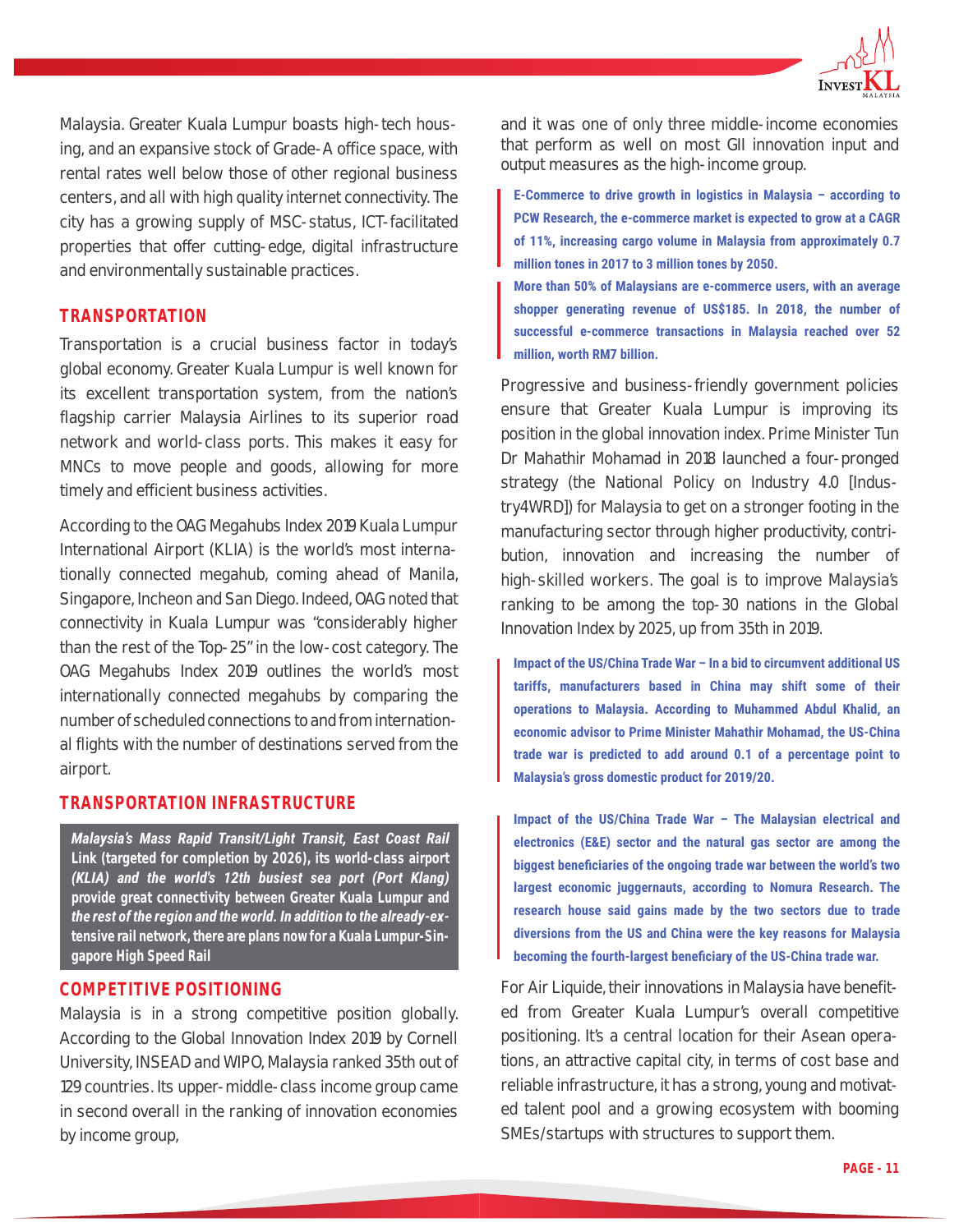Malaysia. Greater Kuala Lumpur boasts high-tech housing, and an expansive stock of Grade-A office space, with rental rates well below those of other regional business centers, and all with high quality internet connectivity. The city has a growing supply of MSC-status, ICT-facilitated properties that offer cutting-edge, digital infrastructure and environmentally sustainable practices.

## TRANSPORTATION

Transportation is a crucial business factor in today's global economy. Greater Kuala Lumpur is well known for its excellent transportation system, from the nation's flagship carrier Malaysia Airlines to its superior road network and world-class ports. This makes it easy for MNCs to move people and goods, allowing for more timely and efficient business activities.

According to the OAG Megahubs Index 2019 Kuala Lumpur International Airport (KLIA) is the world's most internationally connected megahub, coming ahead of Manila, Singapore, Incheon and San Diego. Indeed, OAG noted that connectivity in Kuala Lumpur was "considerably higher than the rest of the Top-25" in the low-cost category. The OAG Megahubs Index 2019 outlines the world's most internationally connected megahubs by comparing the number of scheduled connections to and from international flights with the number of destinations served from the airport.

## TRANSPORTATION INFRASTRUCTURE

***Malaysia's Mass Rapid Transit/Light Transit, East Coast Rail* Link (targeted for completion by 2026), its world-class airport *(KLIA) and the world's 12th busiest sea port (Port Klang)* provide great connectivity between Greater Kuala Lumpur and *the rest of the region and the world. In addition to the already-ex*tensive rail network, there are plans now for a Kuala Lumpur-Singapore High Speed Rail**

## COMPETITIVE POSITIONING

Malaysia is in a strong competitive position globally. According to the Global Innovation Index 2019 by Cornell University, INSEAD and WIPO, Malaysia ranked 35th out of 129 countries. Its upper-middle-class income group came in second overall in the ranking of innovation economies by income group, and it was one of only three middle-income economies that perform as well on most GII innovation input and output measures as the high-income group.

**E-Commerce to drive growth in logistics in Malaysia – according to PCW Research, the e-commerce market is expected to grow at a CAGR of 11%, increasing cargo volume in Malaysia from approximately 0.7 million tones in 2017 to 3 million tones by 2050.**

**More than 50% of Malaysians are e-commerce users, with an average shopper generating revenue of US$185. In 2018, the number of successful e-commerce transactions in Malaysia reached over 52 million, worth RM7 billion.**

Progressive and business-friendly government policies ensure that Greater Kuala Lumpur is improving its position in the global innovation index. Prime Minister Tun Dr Mahathir Mohamad in 2018 launched a four-pronged strategy (the National Policy on Industry 4.0 [Industry4WRD]) for Malaysia to get on a stronger footing in the manufacturing sector through higher productivity, contribution, innovation and increasing the number of high-skilled workers. The goal is to improve Malaysia's ranking to be among the top-30 nations in the Global Innovation Index by 2025, up from 35th in 2019.

**Impact of the US/China Trade War – In a bid to circumvent additional US tariffs, manufacturers based in China may shift some of their operations to Malaysia. According to Muhammed Abdul Khalid, an economic advisor to Prime Minister Mahathir Mohamad, the US-China trade war is predicted to add around 0.1 of a percentage point to Malaysia's gross domestic product for 2019/20.**

**Impact of the US/China Trade War – The Malaysian electrical and electronics (E&E) sector and the natural gas sector are among the biggest beneficiaries of the ongoing trade war between the world's two largest economic juggernauts, according to Nomura Research. The research house said gains made by the two sectors due to trade diversions from the US and China were the key reasons for Malaysia becoming the fourth-largest beneficiary of the US-China trade war.**

For Air Liquide, their innovations in Malaysia have benefited from Greater Kuala Lumpur's overall competitive positioning. It's a central location for their Asean operations, an attractive capital city, in terms of cost base and reliable infrastructure, it has a strong, young and motivated talent pool and a growing ecosystem with booming SMEs/startups with structures to support them.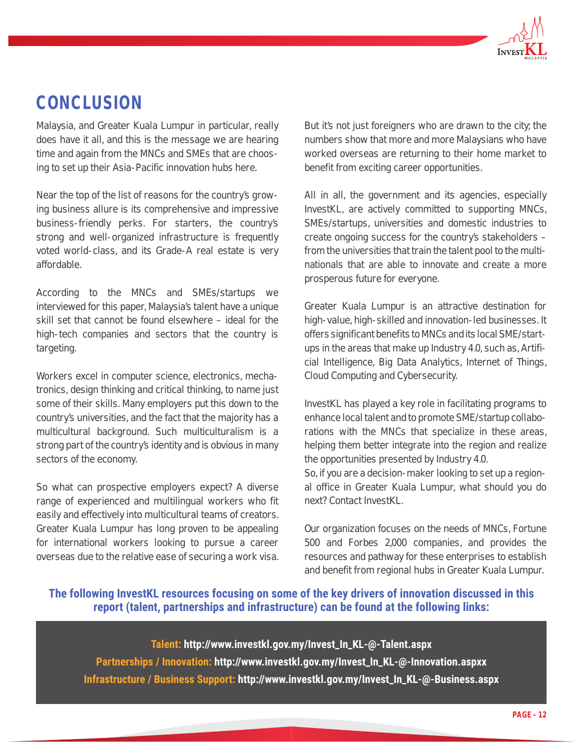## CONCLUSION

Malaysia, and Greater Kuala Lumpur in particular, really does have it all, and this is the message we are hearing time and again from the MNCs and SMEs that are choosing to set up their Asia-Pacific innovation hubs here.

Near the top of the list of reasons for the country's growing business allure is its comprehensive and impressive business-friendly perks. For starters, the country's strong and well-organized infrastructure is frequently voted world-class, and its Grade-A real estate is very affordable.

According to the MNCs and SMEs/startups we interviewed for this paper, Malaysia's talent have a unique skill set that cannot be found elsewhere – ideal for the high-tech companies and sectors that the country is targeting.

Workers excel in computer science, electronics, mechatronics, design thinking and critical thinking, to name just some of their skills. Many employers put this down to the country's universities, and the fact that the majority has a multicultural background. Such multiculturalism is a strong part of the country's identity and is obvious in many sectors of the economy.

So what can prospective employers expect? A diverse range of experienced and multilingual workers who fit easily and effectively into multicultural teams of creators. Greater Kuala Lumpur has long proven to be appealing for international workers looking to pursue a career overseas due to the relative ease of securing a work visa.

But it's not just foreigners who are drawn to the city; the numbers show that more and more Malaysians who have worked overseas are returning to their home market to benefit from exciting career opportunities.

All in all, the government and its agencies, especially InvestKL, are actively committed to supporting MNCs, SMEs/startups, universities and domestic industries to create ongoing success for the country's stakeholders – from the universities that train the talent pool to the multinationals that are able to innovate and create a more prosperous future for everyone.

Greater Kuala Lumpur is an attractive destination for high-value, high-skilled and innovation-led businesses. It offers significant benefits to MNCs and its local SME/startups in the areas that make up Industry 4.0, such as, Artificial Intelligence, Big Data Analytics, Internet of Things, Cloud Computing and Cybersecurity.

InvestKL has played a key role in facilitating programs to enhance local talent and to promote SME/startup collaborations with the MNCs that specialize in these areas, helping them better integrate into the region and realize the opportunities presented by Industry 4.0.
So, if you are a decision-maker looking to set up a regional office in Greater Kuala Lumpur, what should you do next? Contact InvestKL.

Our organization focuses on the needs of MNCs, Fortune 500 and Forbes 2,000 companies, and provides the resources and pathway for these enterprises to establish and benefit from regional hubs in Greater Kuala Lumpur.

**The following InvestKL resources focusing on some of the key drivers of innovation discussed in this report (talent, partnerships and infrastructure) can be found at the following links:**

**Talent:** **http://www.investkl.gov.my/Invest_In_KL-@-Talent.aspx**
**Partnerships / Innovation:** **http://www.investkl.gov.my/Invest_In_KL-@-Innovation.aspxx**
**Infrastructure / Business Support:** **http://www.investkl.gov.my/Invest_In_KL-@-Business.aspx**